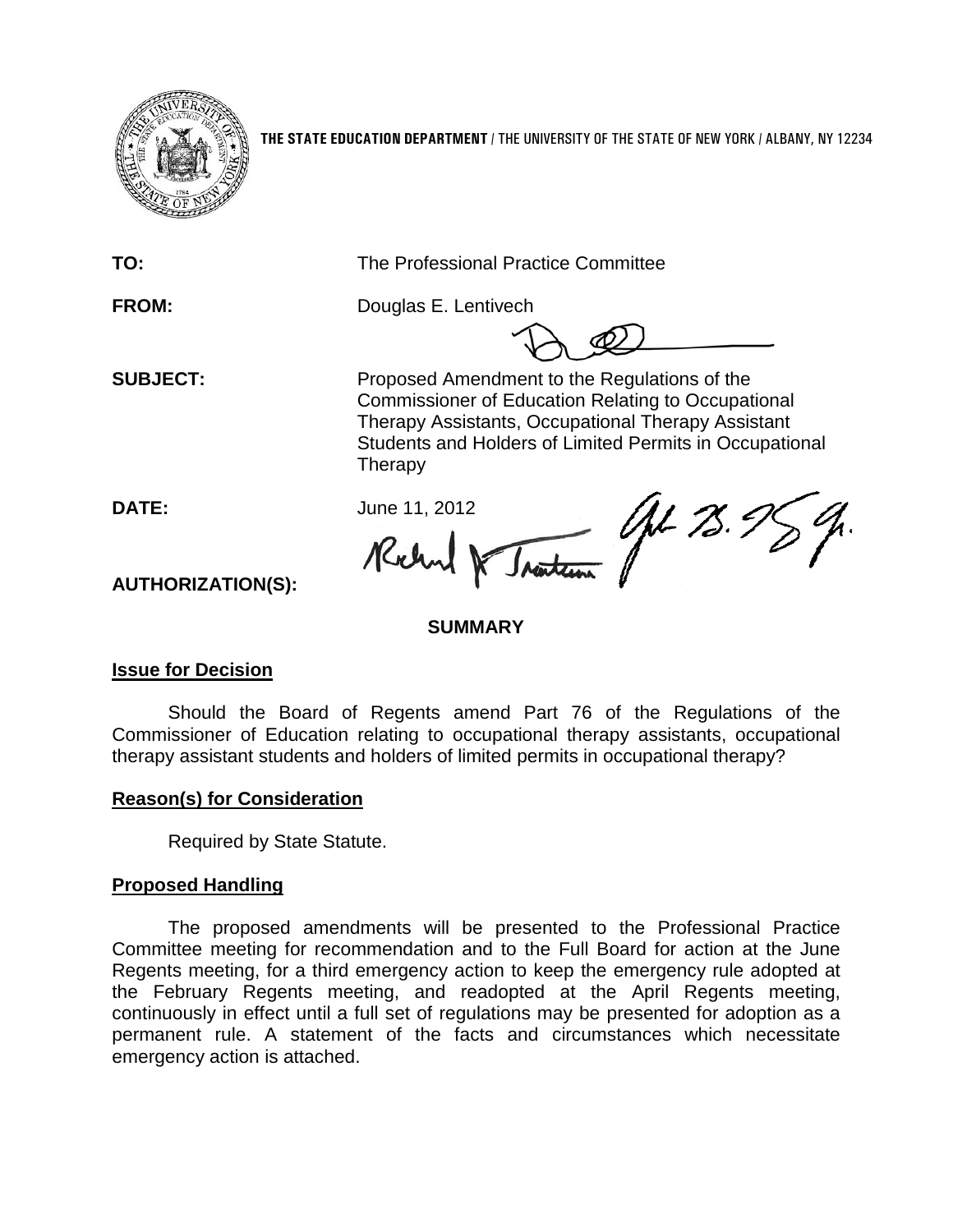THE STATE EDUCATION DEPARTMENT / THE UNIVERSITY OF THE STATE OF NEW YORK / ALBANY, NY 12234

**TO:** The Professional Practice Committee

**FROM:** Douglas E. Lentivech

**SUBJECT:** Proposed Amendment to the Regulations of the Commissioner of Education Relating to Occupational Therapy Assistants, Occupational Therapy Assistant Students and Holders of Limited Permits in Occupational Therapy

**DATE:** June 11, 2012

**AUTHORIZATION(S):**

## SUMMARY

### Issue for Decision

Should the Board of Regents amend Part 76 of the Regulations of the Commissioner of Education relating to occupational therapy assistants, occupational therapy assistant students and holders of limited permits in occupational therapy?

### Reason(s) for Consideration

Required by State Statute.

### Proposed Handling

The proposed amendments will be presented to the Professional Practice Committee meeting for recommendation and to the Full Board for action at the June Regents meeting, for a third emergency action to keep the emergency rule adopted at the February Regents meeting, and readopted at the April Regents meeting, continuously in effect until a full set of regulations may be presented for adoption as a permanent rule. A statement of the facts and circumstances which necessitate emergency action is attached.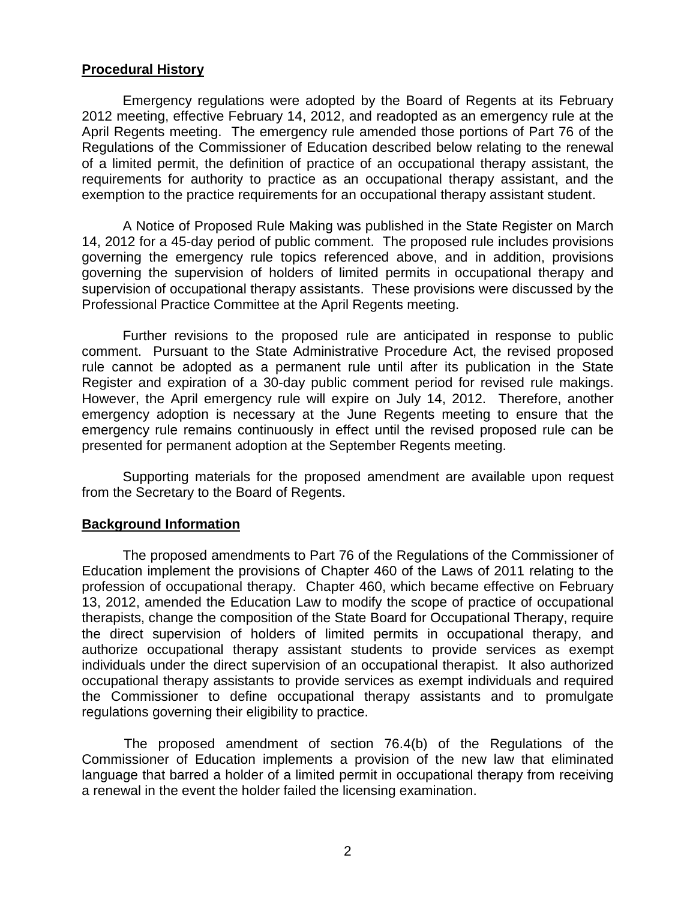## Procedural History

Emergency regulations were adopted by the Board of Regents at its February 2012 meeting, effective February 14, 2012, and readopted as an emergency rule at the April Regents meeting. The emergency rule amended those portions of Part 76 of the Regulations of the Commissioner of Education described below relating to the renewal of a limited permit, the definition of practice of an occupational therapy assistant, the requirements for authority to practice as an occupational therapy assistant, and the exemption to the practice requirements for an occupational therapy assistant student.

A Notice of Proposed Rule Making was published in the State Register on March 14, 2012 for a 45-day period of public comment. The proposed rule includes provisions governing the emergency rule topics referenced above, and in addition, provisions governing the supervision of holders of limited permits in occupational therapy and supervision of occupational therapy assistants. These provisions were discussed by the Professional Practice Committee at the April Regents meeting.

Further revisions to the proposed rule are anticipated in response to public comment. Pursuant to the State Administrative Procedure Act, the revised proposed rule cannot be adopted as a permanent rule until after its publication in the State Register and expiration of a 30-day public comment period for revised rule makings. However, the April emergency rule will expire on July 14, 2012. Therefore, another emergency adoption is necessary at the June Regents meeting to ensure that the emergency rule remains continuously in effect until the revised proposed rule can be presented for permanent adoption at the September Regents meeting.

Supporting materials for the proposed amendment are available upon request from the Secretary to the Board of Regents.

## Background Information

The proposed amendments to Part 76 of the Regulations of the Commissioner of Education implement the provisions of Chapter 460 of the Laws of 2011 relating to the profession of occupational therapy. Chapter 460, which became effective on February 13, 2012, amended the Education Law to modify the scope of practice of occupational therapists, change the composition of the State Board for Occupational Therapy, require the direct supervision of holders of limited permits in occupational therapy, and authorize occupational therapy assistant students to provide services as exempt individuals under the direct supervision of an occupational therapist. It also authorized occupational therapy assistants to provide services as exempt individuals and required the Commissioner to define occupational therapy assistants and to promulgate regulations governing their eligibility to practice.

The proposed amendment of section 76.4(b) of the Regulations of the Commissioner of Education implements a provision of the new law that eliminated language that barred a holder of a limited permit in occupational therapy from receiving a renewal in the event the holder failed the licensing examination.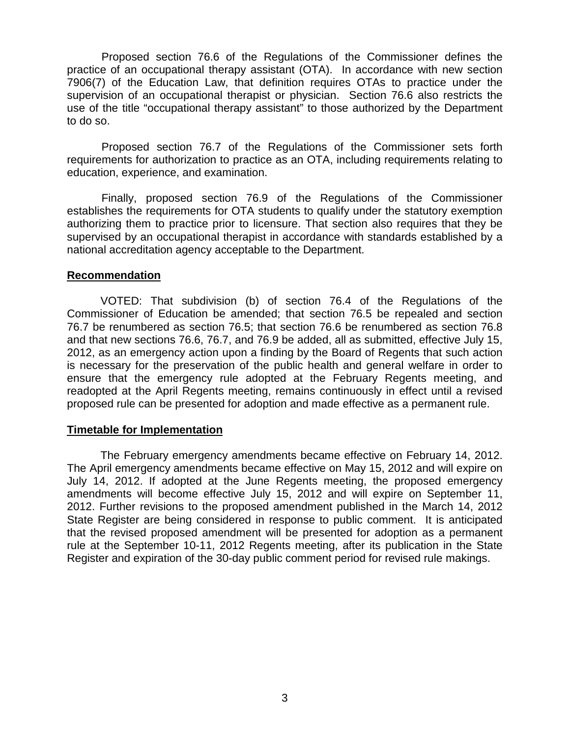Proposed section 76.6 of the Regulations of the Commissioner defines the practice of an occupational therapy assistant (OTA). In accordance with new section 7906(7) of the Education Law, that definition requires OTAs to practice under the supervision of an occupational therapist or physician. Section 76.6 also restricts the use of the title "occupational therapy assistant" to those authorized by the Department to do so.

Proposed section 76.7 of the Regulations of the Commissioner sets forth requirements for authorization to practice as an OTA, including requirements relating to education, experience, and examination.

Finally, proposed section 76.9 of the Regulations of the Commissioner establishes the requirements for OTA students to qualify under the statutory exemption authorizing them to practice prior to licensure. That section also requires that they be supervised by an occupational therapist in accordance with standards established by a national accreditation agency acceptable to the Department.

**Recommendation**

VOTED: That subdivision (b) of section 76.4 of the Regulations of the Commissioner of Education be amended; that section 76.5 be repealed and section 76.7 be renumbered as section 76.5; that section 76.6 be renumbered as section 76.8 and that new sections 76.6, 76.7, and 76.9 be added, all as submitted, effective July 15, 2012, as an emergency action upon a finding by the Board of Regents that such action is necessary for the preservation of the public health and general welfare in order to ensure that the emergency rule adopted at the February Regents meeting, and readopted at the April Regents meeting, remains continuously in effect until a revised proposed rule can be presented for adoption and made effective as a permanent rule.

**Timetable for Implementation**

The February emergency amendments became effective on February 14, 2012. The April emergency amendments became effective on May 15, 2012 and will expire on July 14, 2012. If adopted at the June Regents meeting, the proposed emergency amendments will become effective July 15, 2012 and will expire on September 11, 2012. Further revisions to the proposed amendment published in the March 14, 2012 State Register are being considered in response to public comment. It is anticipated that the revised proposed amendment will be presented for adoption as a permanent rule at the September 10-11, 2012 Regents meeting, after its publication in the State Register and expiration of the 30-day public comment period for revised rule makings.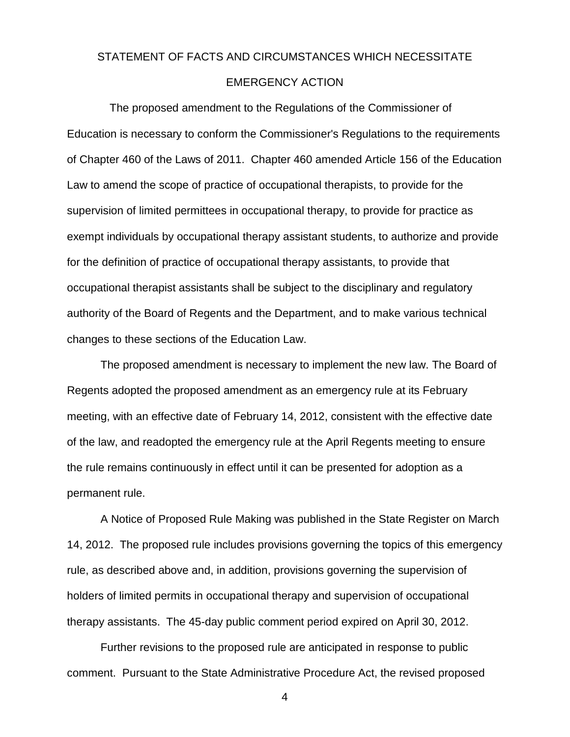# STATEMENT OF FACTS AND CIRCUMSTANCES WHICH NECESSITATE EMERGENCY ACTION

The proposed amendment to the Regulations of the Commissioner of Education is necessary to conform the Commissioner's Regulations to the requirements of Chapter 460 of the Laws of 2011. Chapter 460 amended Article 156 of the Education Law to amend the scope of practice of occupational therapists, to provide for the supervision of limited permittees in occupational therapy, to provide for practice as exempt individuals by occupational therapy assistant students, to authorize and provide for the definition of practice of occupational therapy assistants, to provide that occupational therapist assistants shall be subject to the disciplinary and regulatory authority of the Board of Regents and the Department, and to make various technical changes to these sections of the Education Law.

The proposed amendment is necessary to implement the new law. The Board of Regents adopted the proposed amendment as an emergency rule at its February meeting, with an effective date of February 14, 2012, consistent with the effective date of the law, and readopted the emergency rule at the April Regents meeting to ensure the rule remains continuously in effect until it can be presented for adoption as a permanent rule.

A Notice of Proposed Rule Making was published in the State Register on March 14, 2012. The proposed rule includes provisions governing the topics of this emergency rule, as described above and, in addition, provisions governing the supervision of holders of limited permits in occupational therapy and supervision of occupational therapy assistants. The 45-day public comment period expired on April 30, 2012.

Further revisions to the proposed rule are anticipated in response to public comment. Pursuant to the State Administrative Procedure Act, the revised proposed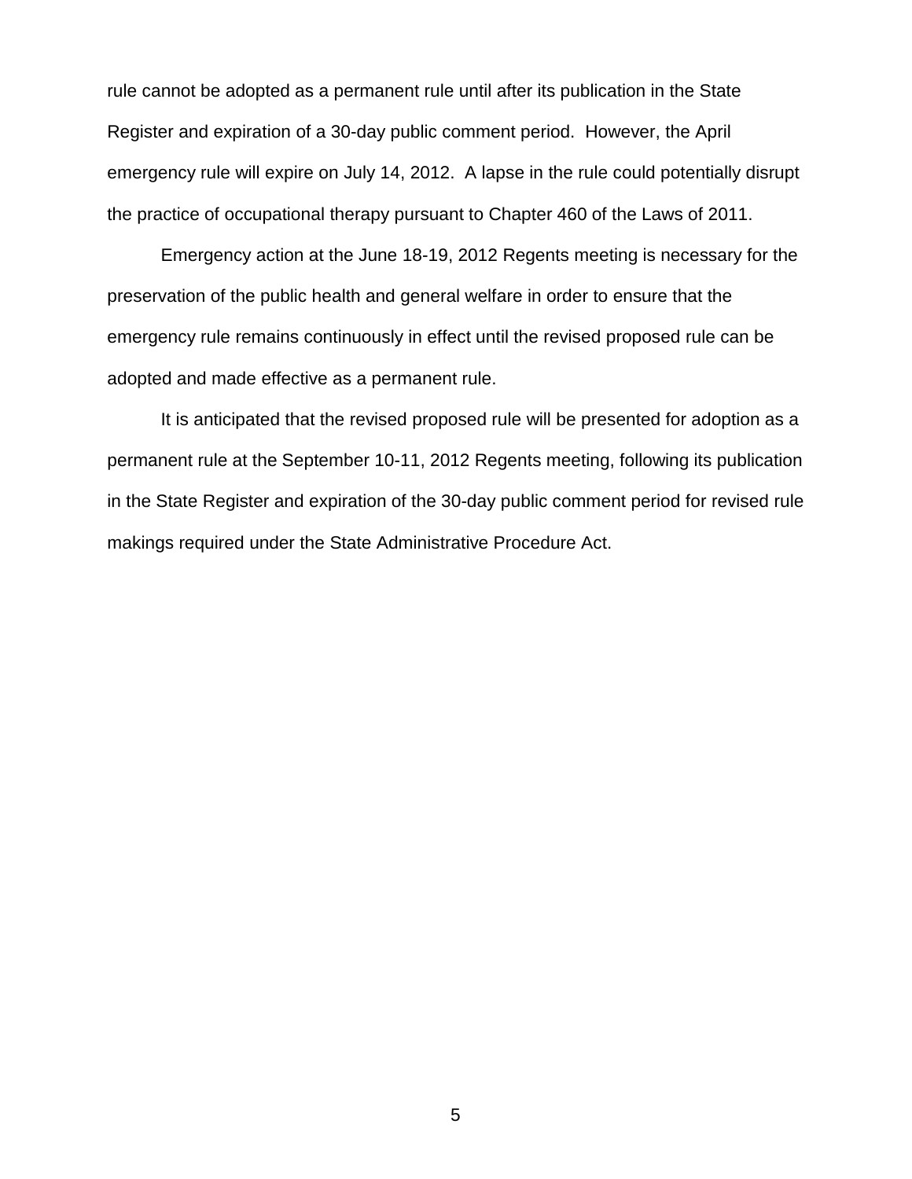rule cannot be adopted as a permanent rule until after its publication in the State Register and expiration of a 30-day public comment period. However, the April emergency rule will expire on July 14, 2012. A lapse in the rule could potentially disrupt the practice of occupational therapy pursuant to Chapter 460 of the Laws of 2011.

Emergency action at the June 18-19, 2012 Regents meeting is necessary for the preservation of the public health and general welfare in order to ensure that the emergency rule remains continuously in effect until the revised proposed rule can be adopted and made effective as a permanent rule.

It is anticipated that the revised proposed rule will be presented for adoption as a permanent rule at the September 10-11, 2012 Regents meeting, following its publication in the State Register and expiration of the 30-day public comment period for revised rule makings required under the State Administrative Procedure Act.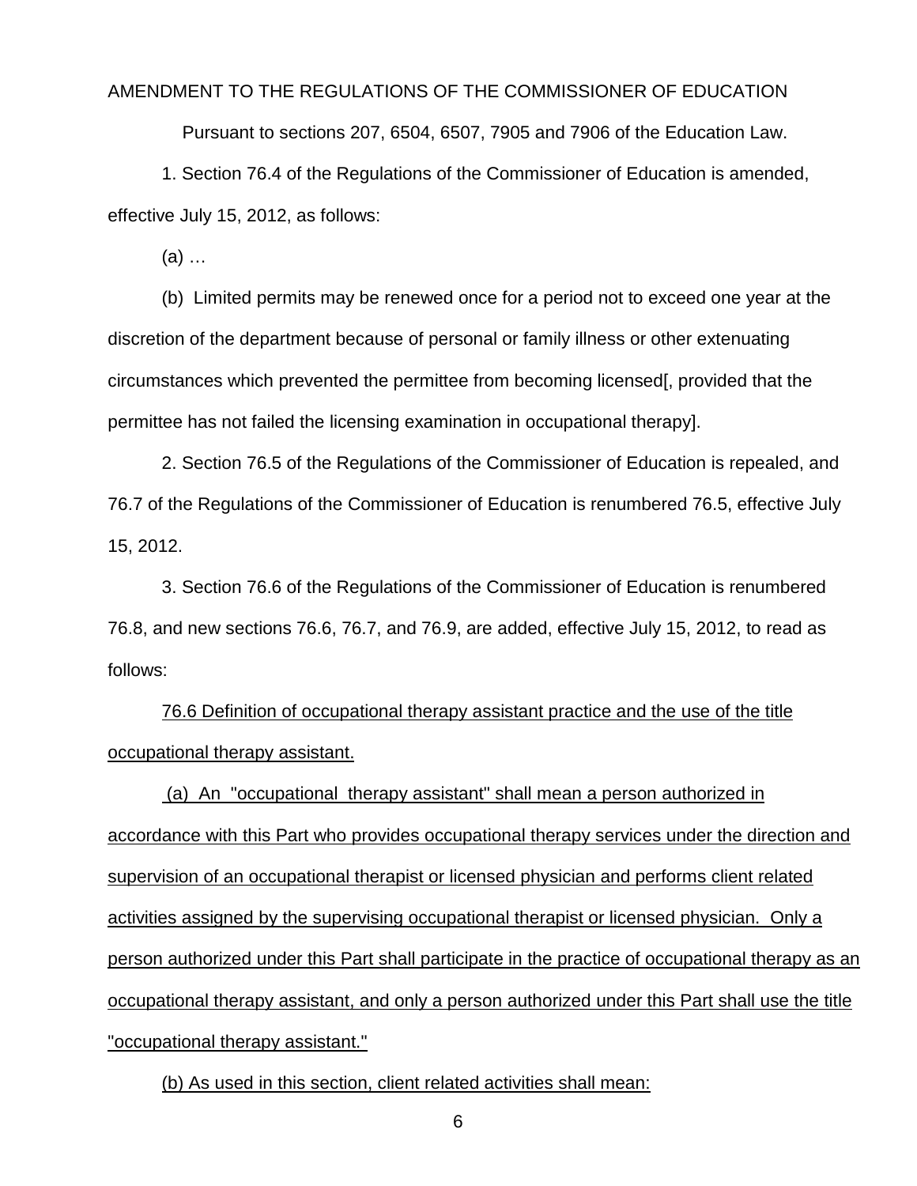AMENDMENT TO THE REGULATIONS OF THE COMMISSIONER OF EDUCATION

Pursuant to sections 207, 6504, 6507, 7905 and 7906 of the Education Law.

1. Section 76.4 of the Regulations of the Commissioner of Education is amended, effective July 15, 2012, as follows:

(a) …

(b) Limited permits may be renewed once for a period not to exceed one year at the discretion of the department because of personal or family illness or other extenuating circumstances which prevented the permittee from becoming licensed[, provided that the permittee has not failed the licensing examination in occupational therapy].

2. Section 76.5 of the Regulations of the Commissioner of Education is repealed, and 76.7 of the Regulations of the Commissioner of Education is renumbered 76.5, effective July 15, 2012.

3. Section 76.6 of the Regulations of the Commissioner of Education is renumbered 76.8, and new sections 76.6, 76.7, and 76.9, are added, effective July 15, 2012, to read as follows:

<u>76.6 Definition of occupational therapy assistant practice and the use of the title occupational therapy assistant.</u>

<u>(a) An "occupational therapy assistant" shall mean a person authorized in accordance with this Part who provides occupational therapy services under the direction and supervision of an occupational therapist or licensed physician and performs client related activities assigned by the supervising occupational therapist or licensed physician. Only a person authorized under this Part shall participate in the practice of occupational therapy as an occupational therapy assistant, and only a person authorized under this Part shall use the title "occupational therapy assistant."</u>

<u>(b) As used in this section, client related activities shall mean:</u>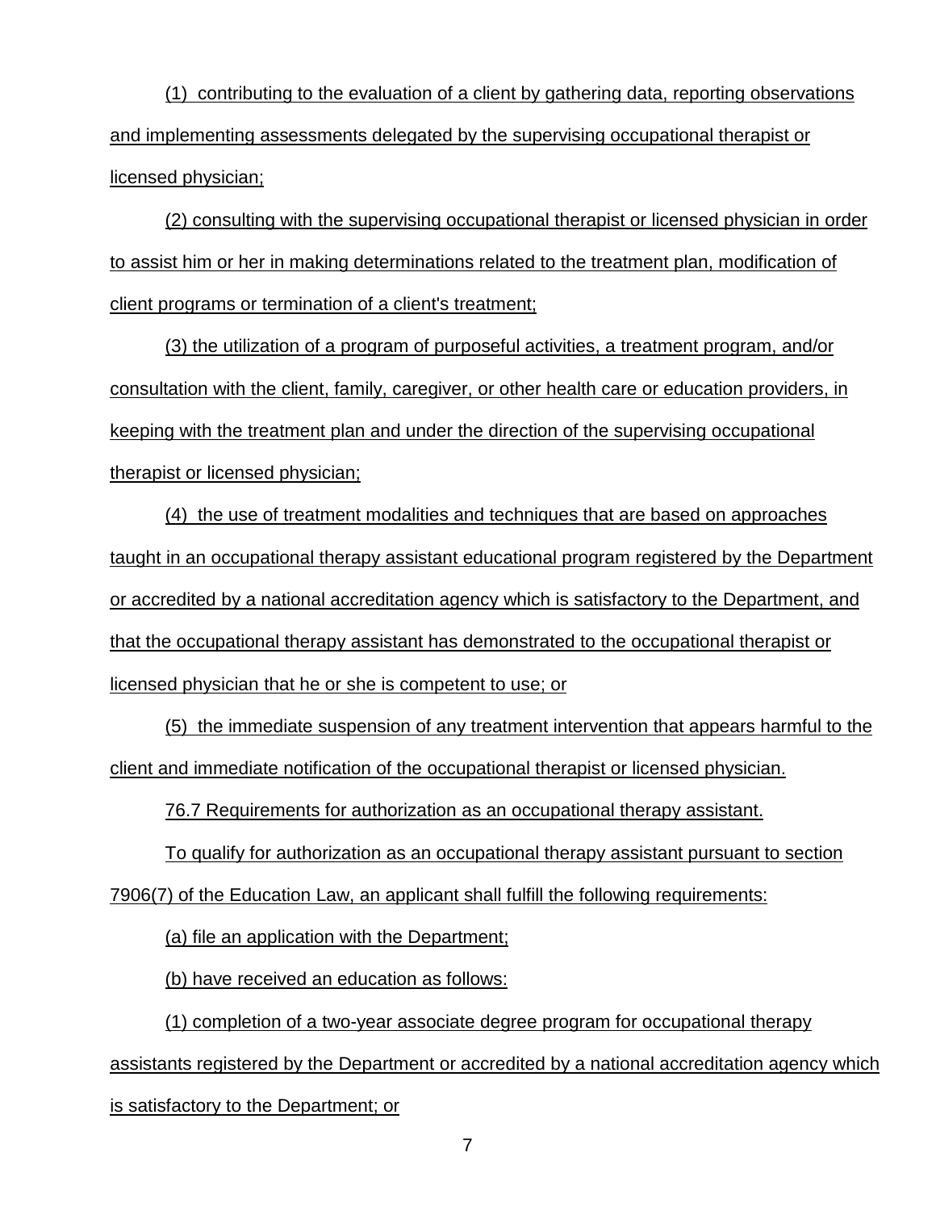(1) contributing to the evaluation of a client by gathering data, reporting observations and implementing assessments delegated by the supervising occupational therapist or licensed physician;

(2) consulting with the supervising occupational therapist or licensed physician in order to assist him or her in making determinations related to the treatment plan, modification of client programs or termination of a client's treatment;

(3) the utilization of a program of purposeful activities, a treatment program, and/or consultation with the client, family, caregiver, or other health care or education providers, in keeping with the treatment plan and under the direction of the supervising occupational therapist or licensed physician;

(4) the use of treatment modalities and techniques that are based on approaches taught in an occupational therapy assistant educational program registered by the Department or accredited by a national accreditation agency which is satisfactory to the Department, and that the occupational therapy assistant has demonstrated to the occupational therapist or licensed physician that he or she is competent to use; or

(5) the immediate suspension of any treatment intervention that appears harmful to the client and immediate notification of the occupational therapist or licensed physician.

76.7 Requirements for authorization as an occupational therapy assistant.

To qualify for authorization as an occupational therapy assistant pursuant to section 7906(7) of the Education Law, an applicant shall fulfill the following requirements:

(a) file an application with the Department;

(b) have received an education as follows:

(1) completion of a two-year associate degree program for occupational therapy assistants registered by the Department or accredited by a national accreditation agency which is satisfactory to the Department; or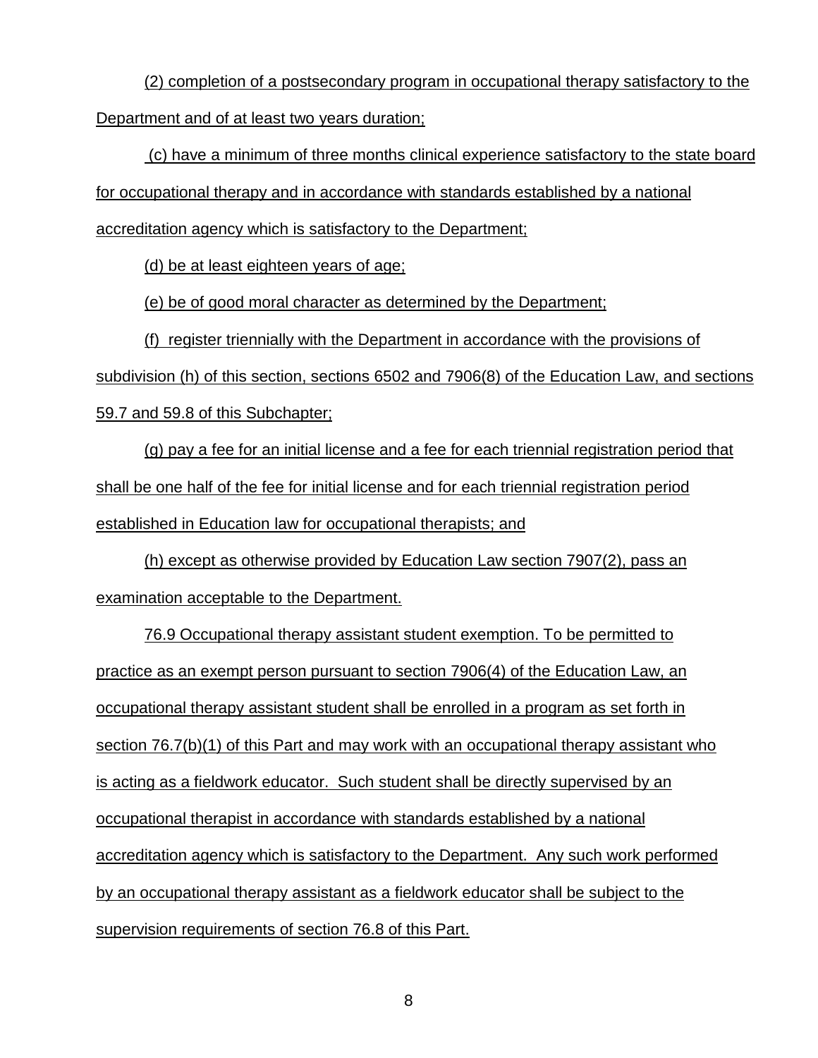(2) completion of a postsecondary program in occupational therapy satisfactory to the Department and of at least two years duration;

(c) have a minimum of three months clinical experience satisfactory to the state board for occupational therapy and in accordance with standards established by a national accreditation agency which is satisfactory to the Department;

(d) be at least eighteen years of age;

(e) be of good moral character as determined by the Department;

(f) register triennially with the Department in accordance with the provisions of subdivision (h) of this section, sections 6502 and 7906(8) of the Education Law, and sections 59.7 and 59.8 of this Subchapter;

(g) pay a fee for an initial license and a fee for each triennial registration period that shall be one half of the fee for initial license and for each triennial registration period established in Education law for occupational therapists; and

(h) except as otherwise provided by Education Law section 7907(2), pass an examination acceptable to the Department.

76.9 Occupational therapy assistant student exemption. To be permitted to practice as an exempt person pursuant to section 7906(4) of the Education Law, an occupational therapy assistant student shall be enrolled in a program as set forth in section 76.7(b)(1) of this Part and may work with an occupational therapy assistant who is acting as a fieldwork educator. Such student shall be directly supervised by an occupational therapist in accordance with standards established by a national accreditation agency which is satisfactory to the Department. Any such work performed by an occupational therapy assistant as a fieldwork educator shall be subject to the supervision requirements of section 76.8 of this Part.